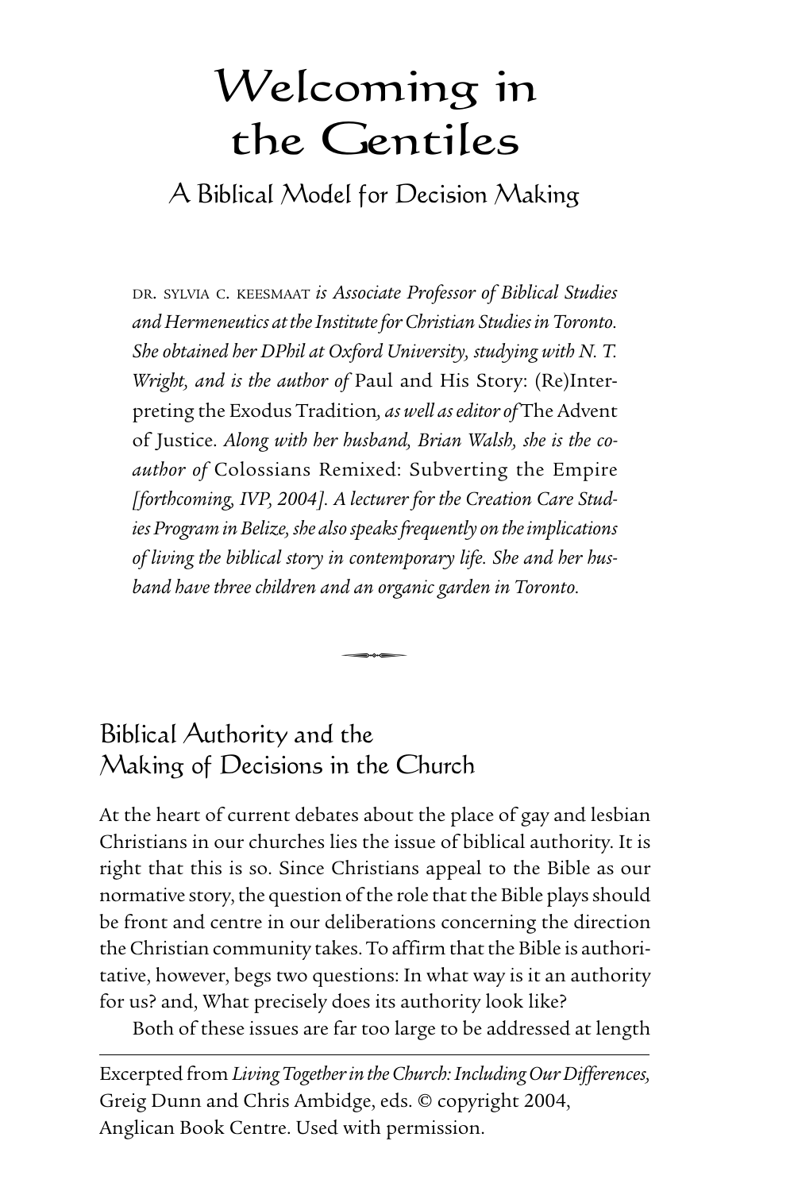# Welcoming in the Gentiles

## A Biblical Model for Decision Making

DR. SYLVIA C. KEESMAAT *is Associate Professor of Biblical Studies and Hermeneutics at the Institute for Christian Studies in Toronto. She obtained her DPhil at Oxford University, studying with N. T. Wright, and is the author of* Paul and His Story: (Re)Interpreting the Exodus Tradition*, as well as editor of* The Advent of Justice. *Along with her husband, Brian Walsh, she is the co-author of* Colossians Remixed: Subverting the Empire *[forthcoming, IVP, 2004]. A lecturer for the Creation Care Studies Program in Belize, she also speaks frequently on the implications of living the biblical story in contemporary life. She and her husband have three children and an organic garden in Toronto.*

---

## Biblical Authority and the Making of Decisions in the Church

At the heart of current debates about the place of gay and lesbian Christians in our churches lies the issue of biblical authority. It is right that this is so. Since Christians appeal to the Bible as our normative story, the question of the role that the Bible plays should be front and centre in our deliberations concerning the direction the Christian community takes. To affirm that the Bible is authoritative, however, begs two questions: In what way is it an authority for us? and, What precisely does its authority look like?

Both of these issues are far too large to be addressed at length

---

Excerpted from *Living Together in the Church: Including Our Differences,* Greig Dunn and Chris Ambidge, eds. © copyright 2004, Anglican Book Centre. Used with permission.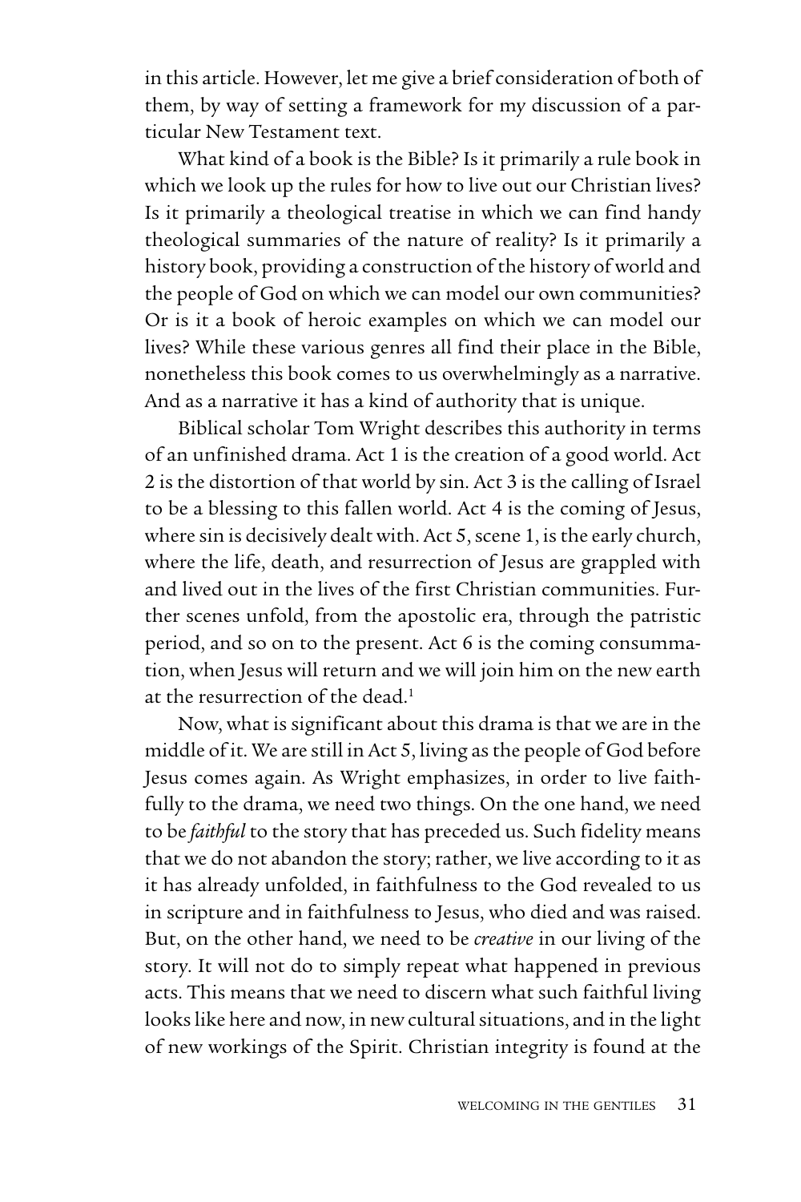in this article. However, let me give a brief consideration of both of them, by way of setting a framework for my discussion of a particular New Testament text.

What kind of a book is the Bible? Is it primarily a rule book in which we look up the rules for how to live out our Christian lives? Is it primarily a theological treatise in which we can find handy theological summaries of the nature of reality? Is it primarily a history book, providing a construction of the history of world and the people of God on which we can model our own communities? Or is it a book of heroic examples on which we can model our lives? While these various genres all find their place in the Bible, nonetheless this book comes to us overwhelmingly as a narrative. And as a narrative it has a kind of authority that is unique.

Biblical scholar Tom Wright describes this authority in terms of an unfinished drama. Act 1 is the creation of a good world. Act 2 is the distortion of that world by sin. Act 3 is the calling of Israel to be a blessing to this fallen world. Act 4 is the coming of Jesus, where sin is decisively dealt with. Act 5, scene 1, is the early church, where the life, death, and resurrection of Jesus are grappled with and lived out in the lives of the first Christian communities. Further scenes unfold, from the apostolic era, through the patristic period, and so on to the present. Act 6 is the coming consummation, when Jesus will return and we will join him on the new earth at the resurrection of the dead.[1]

Now, what is significant about this drama is that we are in the middle of it. We are still in Act 5, living as the people of God before Jesus comes again. As Wright emphasizes, in order to live faithfully to the drama, we need two things. On the one hand, we need to be *faithful* to the story that has preceded us. Such fidelity means that we do not abandon the story; rather, we live according to it as it has already unfolded, in faithfulness to the God revealed to us in scripture and in faithfulness to Jesus, who died and was raised. But, on the other hand, we need to be *creative* in our living of the story. It will not do to simply repeat what happened in previous acts. This means that we need to discern what such faithful living looks like here and now, in new cultural situations, and in the light of new workings of the Spirit. Christian integrity is found at the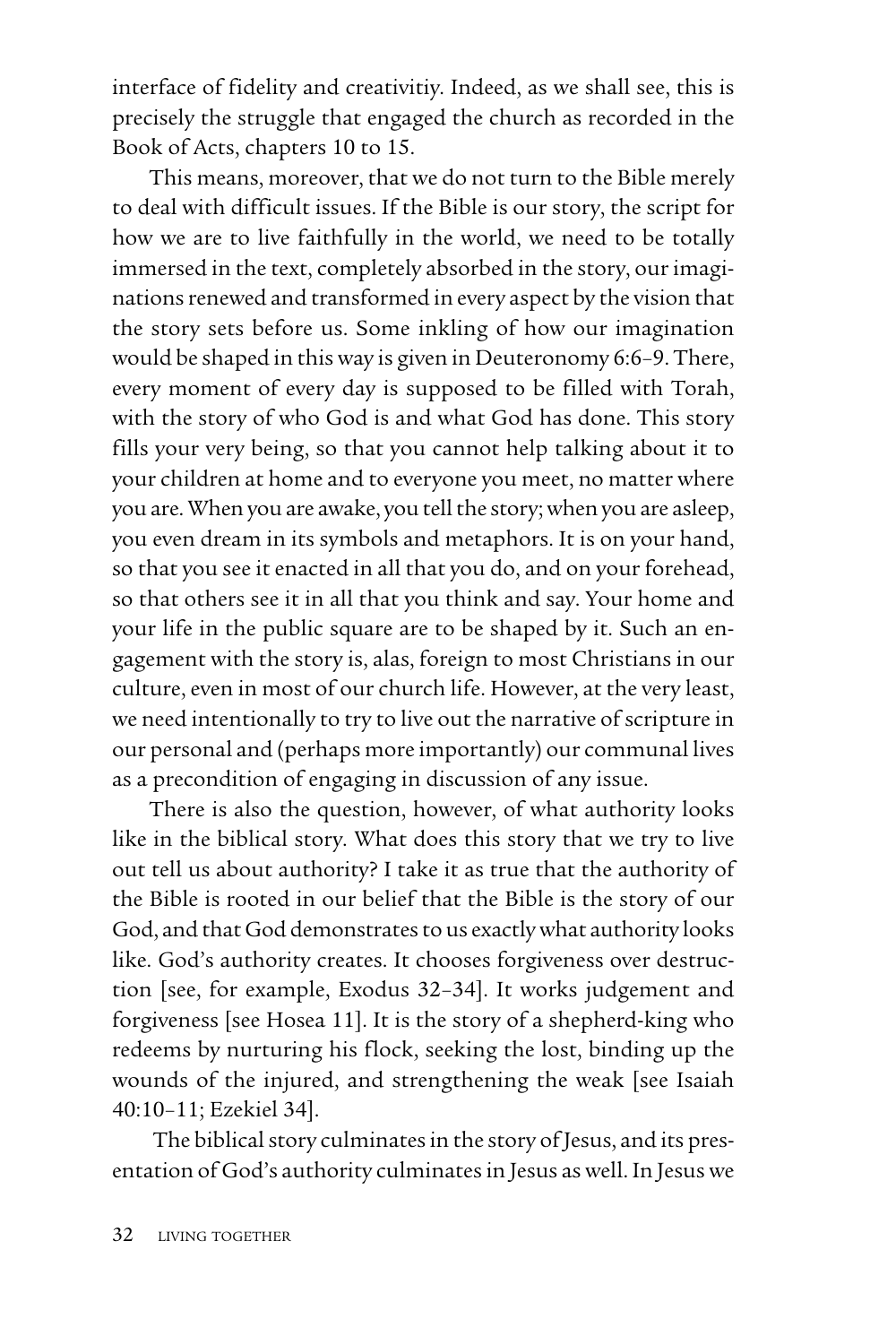interface of fidelity and creativitiy. Indeed, as we shall see, this is precisely the struggle that engaged the church as recorded in the Book of Acts, chapters 10 to 15.

This means, moreover, that we do not turn to the Bible merely to deal with difficult issues. If the Bible is our story, the script for how we are to live faithfully in the world, we need to be totally immersed in the text, completely absorbed in the story, our imaginations renewed and transformed in every aspect by the vision that the story sets before us. Some inkling of how our imagination would be shaped in this way is given in Deuteronomy 6:6–9. There, every moment of every day is supposed to be filled with Torah, with the story of who God is and what God has done. This story fills your very being, so that you cannot help talking about it to your children at home and to everyone you meet, no matter where you are. When you are awake, you tell the story; when you are asleep, you even dream in its symbols and metaphors. It is on your hand, so that you see it enacted in all that you do, and on your forehead, so that others see it in all that you think and say. Your home and your life in the public square are to be shaped by it. Such an engagement with the story is, alas, foreign to most Christians in our culture, even in most of our church life. However, at the very least, we need intentionally to try to live out the narrative of scripture in our personal and (perhaps more importantly) our communal lives as a precondition of engaging in discussion of any issue.

There is also the question, however, of what authority looks like in the biblical story. What does this story that we try to live out tell us about authority? I take it as true that the authority of the Bible is rooted in our belief that the Bible is the story of our God, and that God demonstrates to us exactly what authority looks like. God's authority creates. It chooses forgiveness over destruction [see, for example, Exodus 32–34]. It works judgement and forgiveness [see Hosea 11]. It is the story of a shepherd-king who redeems by nurturing his flock, seeking the lost, binding up the wounds of the injured, and strengthening the weak [see Isaiah 40:10–11; Ezekiel 34].

The biblical story culminates in the story of Jesus, and its presentation of God's authority culminates in Jesus as well. In Jesus we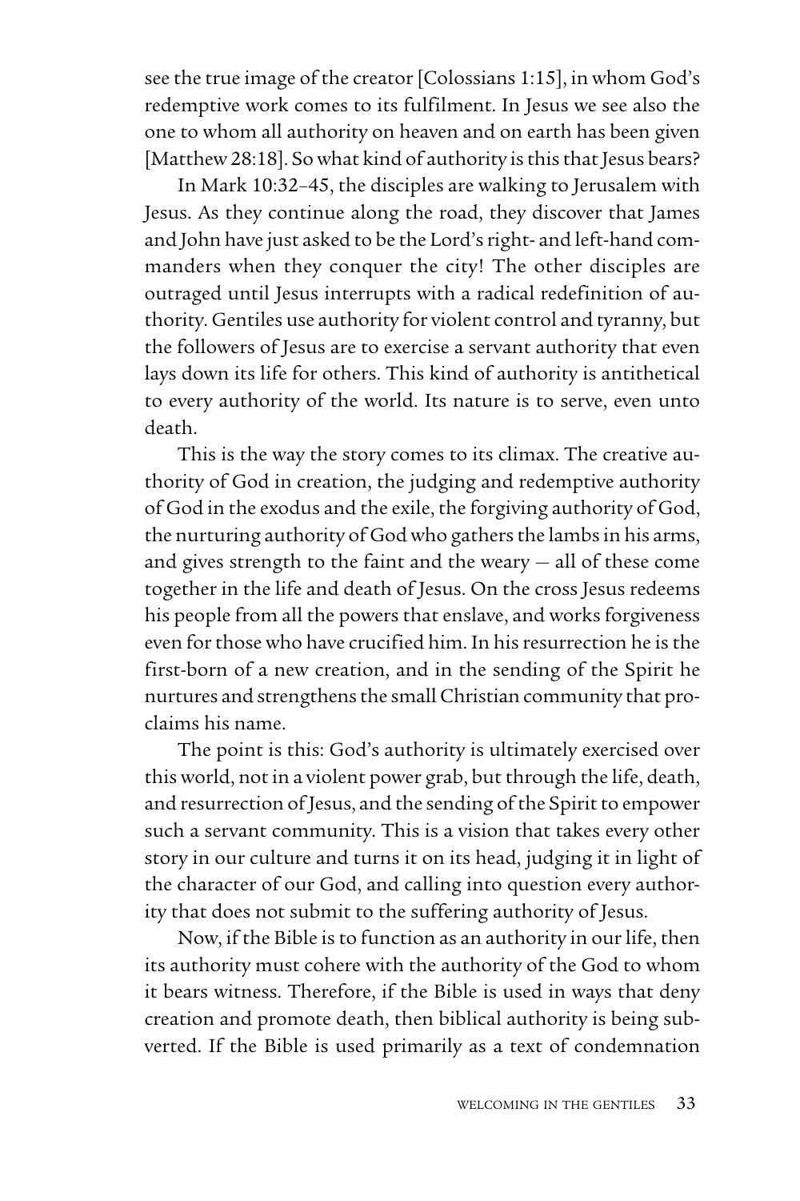see the true image of the creator [Colossians 1:15], in whom God's redemptive work comes to its fulfilment. In Jesus we see also the one to whom all authority on heaven and on earth has been given [Matthew 28:18]. So what kind of authority is this that Jesus bears?

In Mark 10:32–45, the disciples are walking to Jerusalem with Jesus. As they continue along the road, they discover that James and John have just asked to be the Lord's right- and left-hand commanders when they conquer the city! The other disciples are outraged until Jesus interrupts with a radical redefinition of authority. Gentiles use authority for violent control and tyranny, but the followers of Jesus are to exercise a servant authority that even lays down its life for others. This kind of authority is antithetical to every authority of the world. Its nature is to serve, even unto death.

This is the way the story comes to its climax. The creative authority of God in creation, the judging and redemptive authority of God in the exodus and the exile, the forgiving authority of God, the nurturing authority of God who gathers the lambs in his arms, and gives strength to the faint and the weary — all of these come together in the life and death of Jesus. On the cross Jesus redeems his people from all the powers that enslave, and works forgiveness even for those who have crucified him. In his resurrection he is the first-born of a new creation, and in the sending of the Spirit he nurtures and strengthens the small Christian community that proclaims his name.

The point is this: God's authority is ultimately exercised over this world, not in a violent power grab, but through the life, death, and resurrection of Jesus, and the sending of the Spirit to empower such a servant community. This is a vision that takes every other story in our culture and turns it on its head, judging it in light of the character of our God, and calling into question every authority that does not submit to the suffering authority of Jesus.

Now, if the Bible is to function as an authority in our life, then its authority must cohere with the authority of the God to whom it bears witness. Therefore, if the Bible is used in ways that deny creation and promote death, then biblical authority is being subverted. If the Bible is used primarily as a text of condemnation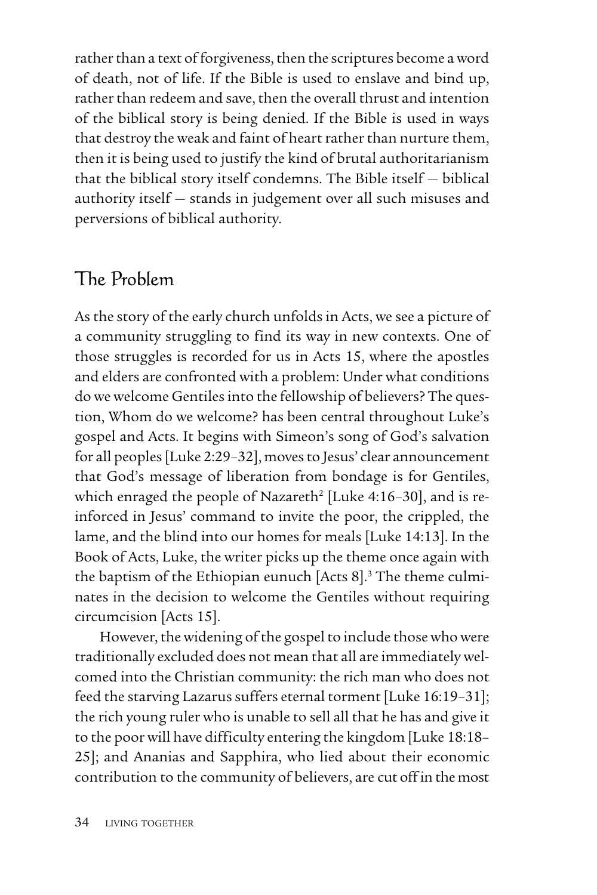rather than a text of forgiveness, then the scriptures become a word of death, not of life. If the Bible is used to enslave and bind up, rather than redeem and save, then the overall thrust and intention of the biblical story is being denied. If the Bible is used in ways that destroy the weak and faint of heart rather than nurture them, then it is being used to justify the kind of brutal authoritarianism that the biblical story itself condemns. The Bible itself — biblical authority itself — stands in judgement over all such misuses and perversions of biblical authority.

## The Problem

As the story of the early church unfolds in Acts, we see a picture of a community struggling to find its way in new contexts. One of those struggles is recorded for us in Acts 15, where the apostles and elders are confronted with a problem: Under what conditions do we welcome Gentiles into the fellowship of believers? The question, Whom do we welcome? has been central throughout Luke's gospel and Acts. It begins with Simeon's song of God's salvation for all peoples [Luke 2:29–32], moves to Jesus' clear announcement that God's message of liberation from bondage is for Gentiles, which enraged the people of Nazareth[2] [Luke 4:16–30], and is reinforced in Jesus' command to invite the poor, the crippled, the lame, and the blind into our homes for meals [Luke 14:13]. In the Book of Acts, Luke, the writer picks up the theme once again with the baptism of the Ethiopian eunuch [Acts 8].[3] The theme culminates in the decision to welcome the Gentiles without requiring circumcision [Acts 15].

However, the widening of the gospel to include those who were traditionally excluded does not mean that all are immediately welcomed into the Christian community: the rich man who does not feed the starving Lazarus suffers eternal torment [Luke 16:19–31]; the rich young ruler who is unable to sell all that he has and give it to the poor will have difficulty entering the kingdom [Luke 18:18–25]; and Ananias and Sapphira, who lied about their economic contribution to the community of believers, are cut off in the most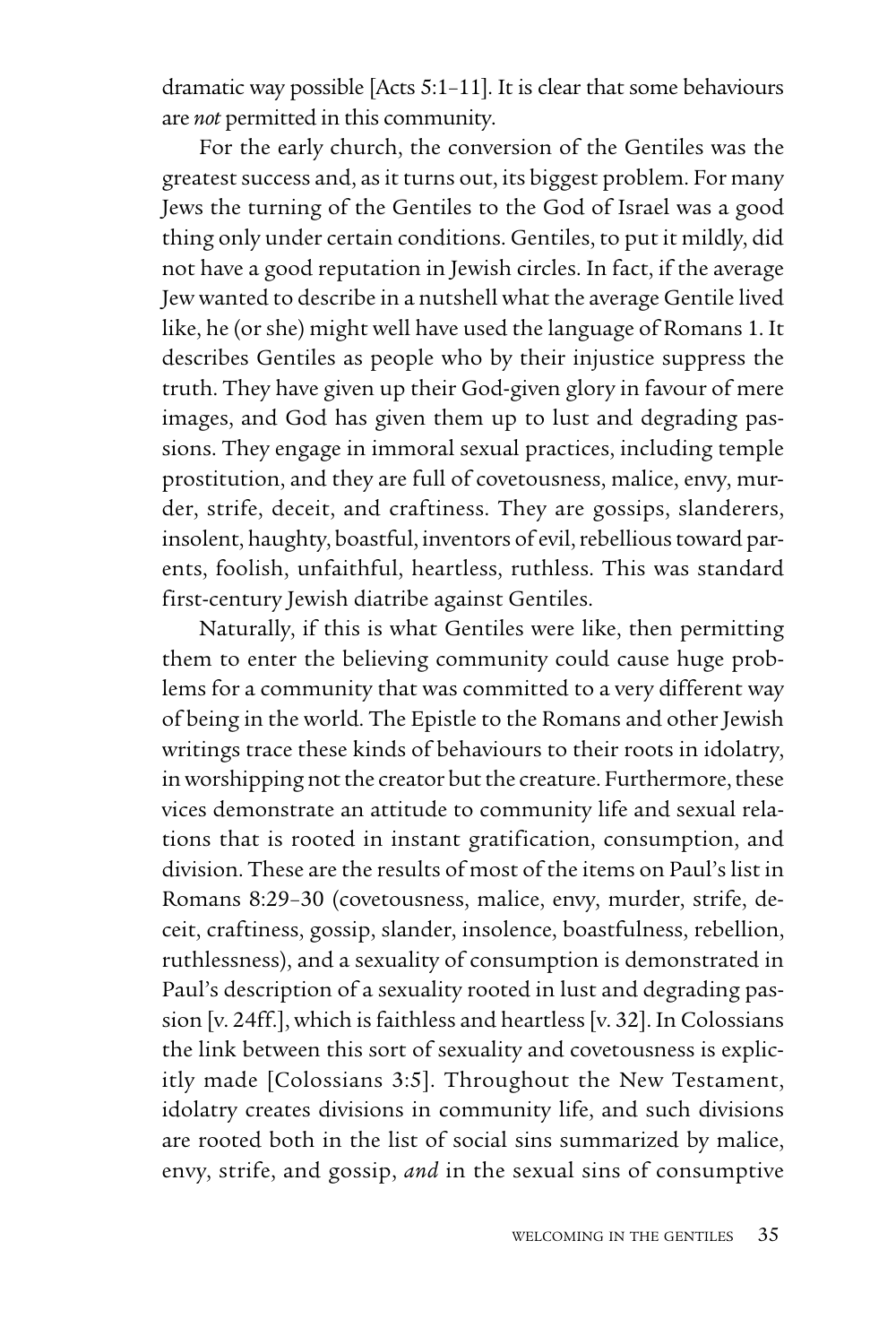dramatic way possible [Acts 5:1–11]. It is clear that some behaviours are *not* permitted in this community.

For the early church, the conversion of the Gentiles was the greatest success and, as it turns out, its biggest problem. For many Jews the turning of the Gentiles to the God of Israel was a good thing only under certain conditions. Gentiles, to put it mildly, did not have a good reputation in Jewish circles. In fact, if the average Jew wanted to describe in a nutshell what the average Gentile lived like, he (or she) might well have used the language of Romans 1. It describes Gentiles as people who by their injustice suppress the truth. They have given up their God-given glory in favour of mere images, and God has given them up to lust and degrading passions. They engage in immoral sexual practices, including temple prostitution, and they are full of covetousness, malice, envy, murder, strife, deceit, and craftiness. They are gossips, slanderers, insolent, haughty, boastful, inventors of evil, rebellious toward parents, foolish, unfaithful, heartless, ruthless. This was standard first-century Jewish diatribe against Gentiles.

Naturally, if this is what Gentiles were like, then permitting them to enter the believing community could cause huge problems for a community that was committed to a very different way of being in the world. The Epistle to the Romans and other Jewish writings trace these kinds of behaviours to their roots in idolatry, in worshipping not the creator but the creature. Furthermore, these vices demonstrate an attitude to community life and sexual relations that is rooted in instant gratification, consumption, and division. These are the results of most of the items on Paul's list in Romans 8:29–30 (covetousness, malice, envy, murder, strife, deceit, craftiness, gossip, slander, insolence, boastfulness, rebellion, ruthlessness), and a sexuality of consumption is demonstrated in Paul's description of a sexuality rooted in lust and degrading passion [v. 24ff.], which is faithless and heartless [v. 32]. In Colossians the link between this sort of sexuality and covetousness is explicitly made [Colossians 3:5]. Throughout the New Testament, idolatry creates divisions in community life, and such divisions are rooted both in the list of social sins summarized by malice, envy, strife, and gossip, *and* in the sexual sins of consumptive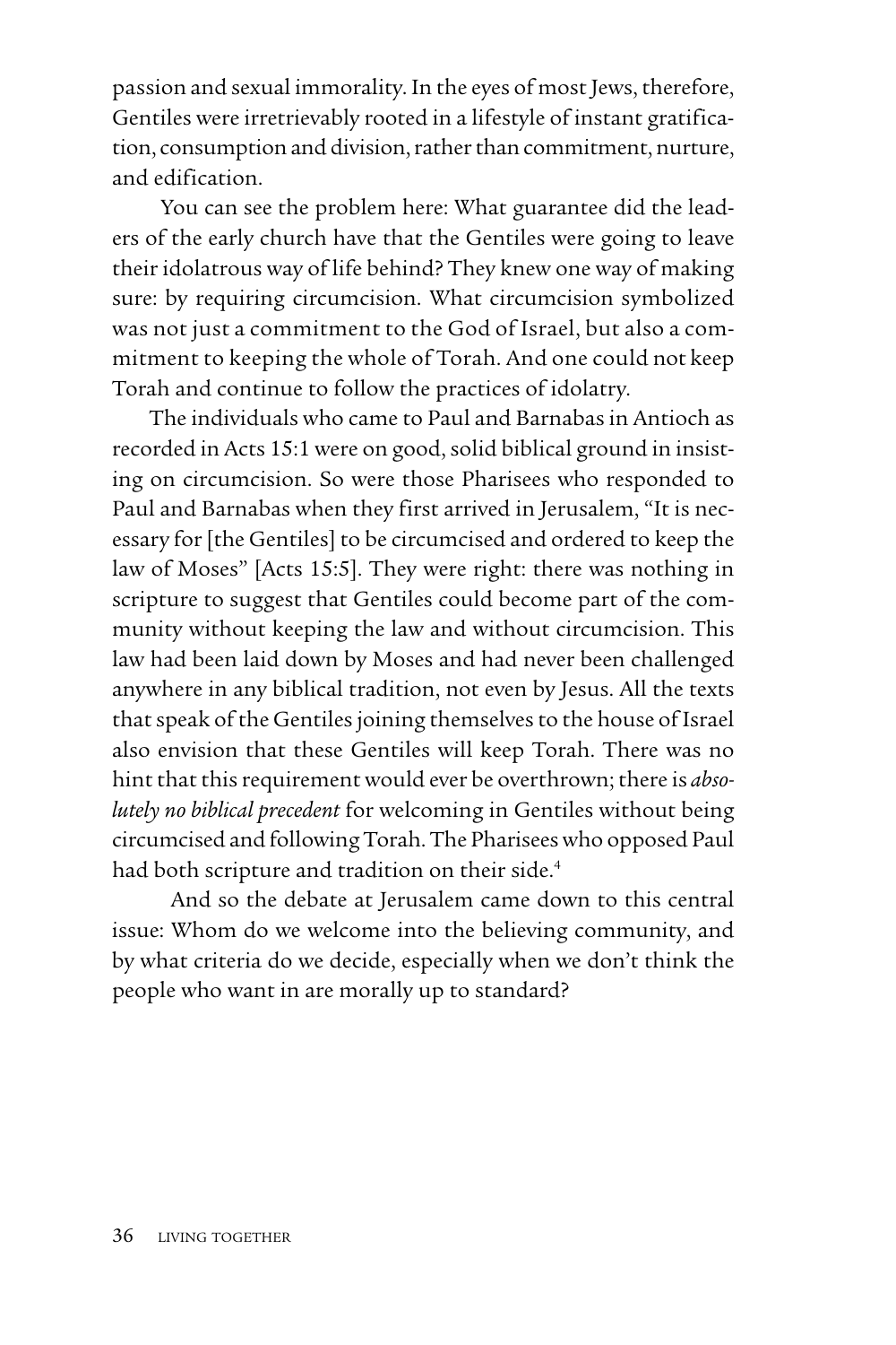passion and sexual immorality. In the eyes of most Jews, therefore, Gentiles were irretrievably rooted in a lifestyle of instant gratification, consumption and division, rather than commitment, nurture, and edification.

You can see the problem here: What guarantee did the leaders of the early church have that the Gentiles were going to leave their idolatrous way of life behind? They knew one way of making sure: by requiring circumcision. What circumcision symbolized was not just a commitment to the God of Israel, but also a commitment to keeping the whole of Torah. And one could not keep Torah and continue to follow the practices of idolatry.

The individuals who came to Paul and Barnabas in Antioch as recorded in Acts 15:1 were on good, solid biblical ground in insisting on circumcision. So were those Pharisees who responded to Paul and Barnabas when they first arrived in Jerusalem, "It is necessary for [the Gentiles] to be circumcised and ordered to keep the law of Moses" [Acts 15:5]. They were right: there was nothing in scripture to suggest that Gentiles could become part of the community without keeping the law and without circumcision. This law had been laid down by Moses and had never been challenged anywhere in any biblical tradition, not even by Jesus. All the texts that speak of the Gentiles joining themselves to the house of Israel also envision that these Gentiles will keep Torah. There was no hint that this requirement would ever be overthrown; there is *absolutely no biblical precedent* for welcoming in Gentiles without being circumcised and following Torah. The Pharisees who opposed Paul had both scripture and tradition on their side.[4]

And so the debate at Jerusalem came down to this central issue: Whom do we welcome into the believing community, and by what criteria do we decide, especially when we don't think the people who want in are morally up to standard?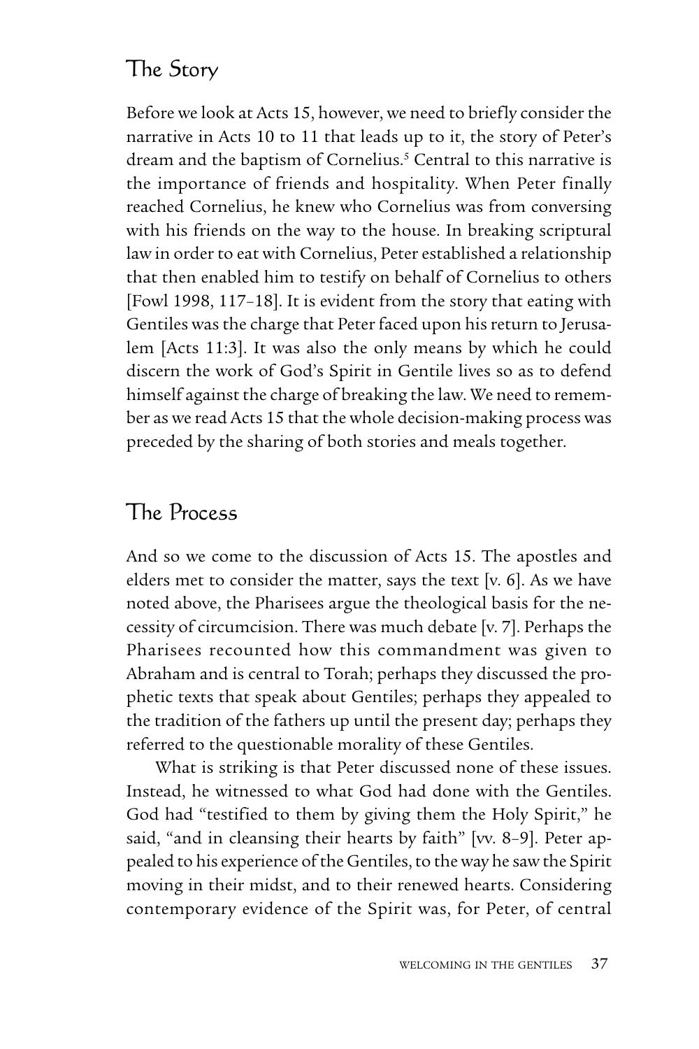## The Story

Before we look at Acts 15, however, we need to briefly consider the narrative in Acts 10 to 11 that leads up to it, the story of Peter's dream and the baptism of Cornelius.[5] Central to this narrative is the importance of friends and hospitality. When Peter finally reached Cornelius, he knew who Cornelius was from conversing with his friends on the way to the house. In breaking scriptural law in order to eat with Cornelius, Peter established a relationship that then enabled him to testify on behalf of Cornelius to others [Fowl 1998, 117–18]. It is evident from the story that eating with Gentiles was the charge that Peter faced upon his return to Jerusalem [Acts 11:3]. It was also the only means by which he could discern the work of God's Spirit in Gentile lives so as to defend himself against the charge of breaking the law. We need to remember as we read Acts 15 that the whole decision-making process was preceded by the sharing of both stories and meals together.

## The Process

And so we come to the discussion of Acts 15. The apostles and elders met to consider the matter, says the text [v. 6]. As we have noted above, the Pharisees argue the theological basis for the necessity of circumcision. There was much debate [v. 7]. Perhaps the Pharisees recounted how this commandment was given to Abraham and is central to Torah; perhaps they discussed the prophetic texts that speak about Gentiles; perhaps they appealed to the tradition of the fathers up until the present day; perhaps they referred to the questionable morality of these Gentiles.

What is striking is that Peter discussed none of these issues. Instead, he witnessed to what God had done with the Gentiles. God had "testified to them by giving them the Holy Spirit," he said, "and in cleansing their hearts by faith" [vv. 8–9]. Peter appealed to his experience of the Gentiles, to the way he saw the Spirit moving in their midst, and to their renewed hearts. Considering contemporary evidence of the Spirit was, for Peter, of central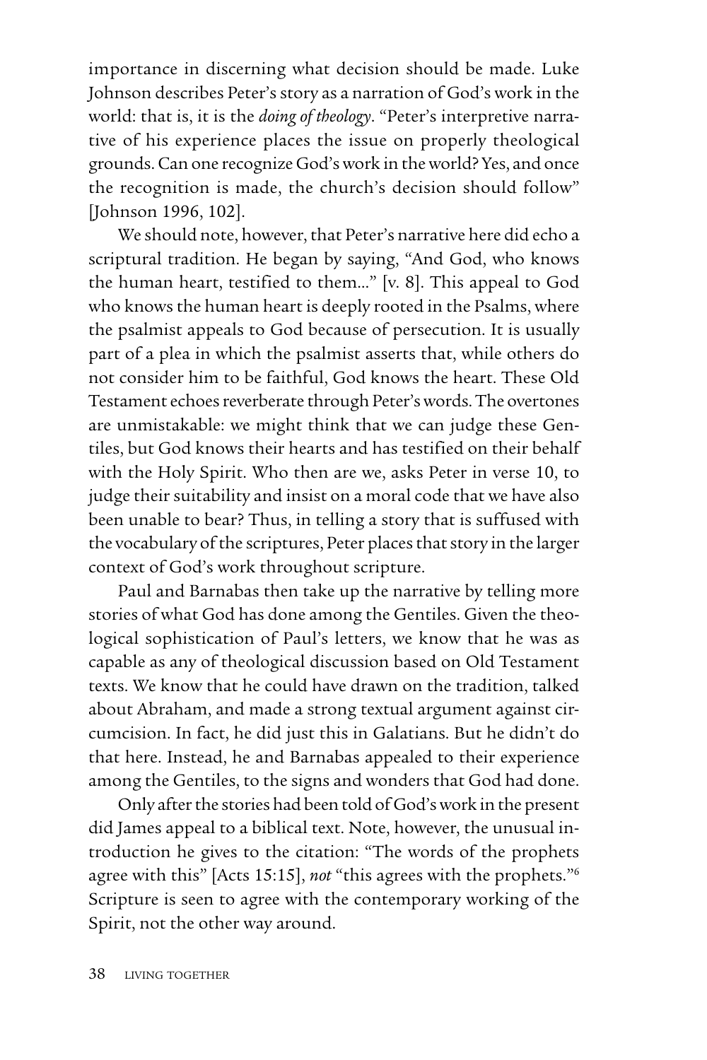importance in discerning what decision should be made. Luke Johnson describes Peter's story as a narration of God's work in the world: that is, it is the *doing of theology*. "Peter's interpretive narrative of his experience places the issue on properly theological grounds. Can one recognize God's work in the world? Yes, and once the recognition is made, the church's decision should follow" [Johnson 1996, 102].

We should note, however, that Peter's narrative here did echo a scriptural tradition. He began by saying, "And God, who knows the human heart, testified to them..." [v. 8]. This appeal to God who knows the human heart is deeply rooted in the Psalms, where the psalmist appeals to God because of persecution. It is usually part of a plea in which the psalmist asserts that, while others do not consider him to be faithful, God knows the heart. These Old Testament echoes reverberate through Peter's words. The overtones are unmistakable: we might think that we can judge these Gentiles, but God knows their hearts and has testified on their behalf with the Holy Spirit. Who then are we, asks Peter in verse 10, to judge their suitability and insist on a moral code that we have also been unable to bear? Thus, in telling a story that is suffused with the vocabulary of the scriptures, Peter places that story in the larger context of God's work throughout scripture.

Paul and Barnabas then take up the narrative by telling more stories of what God has done among the Gentiles. Given the theological sophistication of Paul's letters, we know that he was as capable as any of theological discussion based on Old Testament texts. We know that he could have drawn on the tradition, talked about Abraham, and made a strong textual argument against circumcision. In fact, he did just this in Galatians. But he didn't do that here. Instead, he and Barnabas appealed to their experience among the Gentiles, to the signs and wonders that God had done.

Only after the stories had been told of God's work in the present did James appeal to a biblical text. Note, however, the unusual introduction he gives to the citation: "The words of the prophets agree with this" [Acts 15:15], *not* "this agrees with the prophets."[6] Scripture is seen to agree with the contemporary working of the Spirit, not the other way around.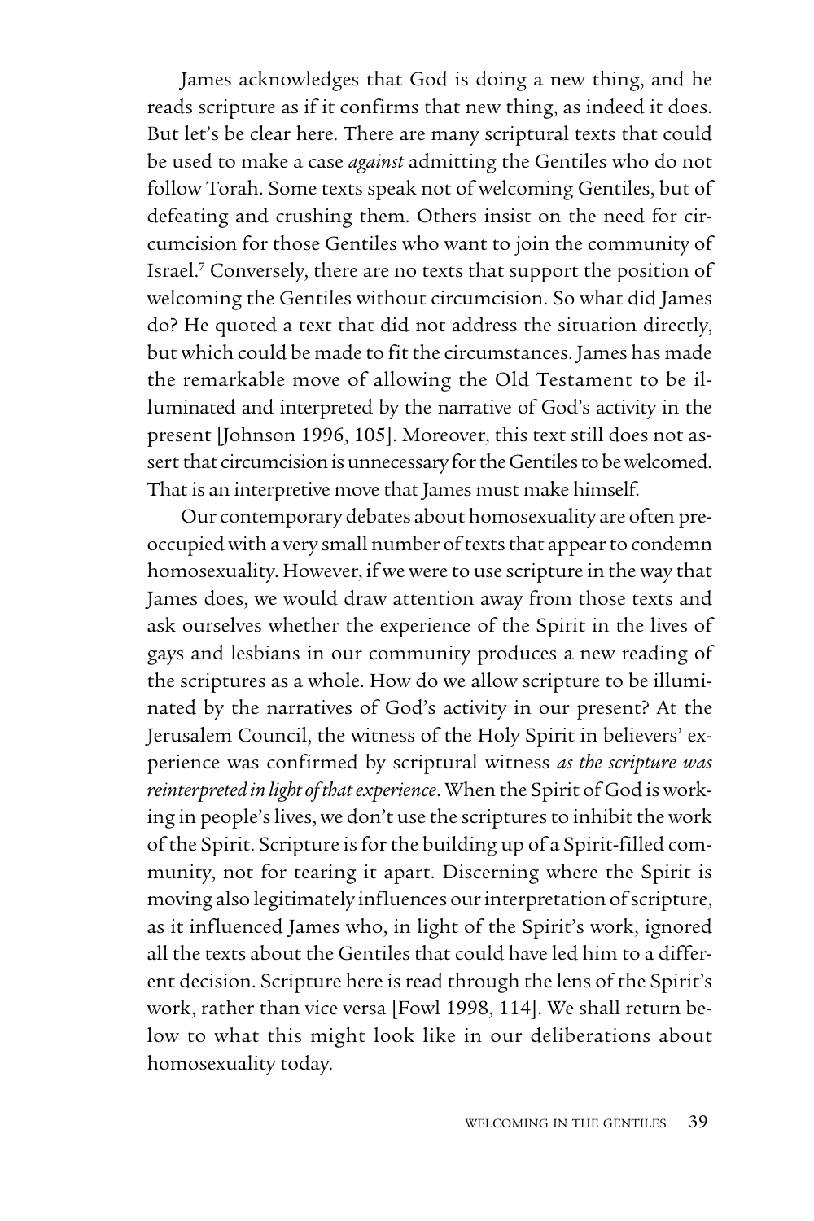James acknowledges that God is doing a new thing, and he reads scripture as if it confirms that new thing, as indeed it does. But let's be clear here. There are many scriptural texts that could be used to make a case *against* admitting the Gentiles who do not follow Torah. Some texts speak not of welcoming Gentiles, but of defeating and crushing them. Others insist on the need for circumcision for those Gentiles who want to join the community of Israel.[7] Conversely, there are no texts that support the position of welcoming the Gentiles without circumcision. So what did James do? He quoted a text that did not address the situation directly, but which could be made to fit the circumstances. James has made the remarkable move of allowing the Old Testament to be illuminated and interpreted by the narrative of God's activity in the present [Johnson 1996, 105]. Moreover, this text still does not assert that circumcision is unnecessary for the Gentiles to be welcomed. That is an interpretive move that James must make himself.

Our contemporary debates about homosexuality are often preoccupied with a very small number of texts that appear to condemn homosexuality. However, if we were to use scripture in the way that James does, we would draw attention away from those texts and ask ourselves whether the experience of the Spirit in the lives of gays and lesbians in our community produces a new reading of the scriptures as a whole. How do we allow scripture to be illuminated by the narratives of God's activity in our present? At the Jerusalem Council, the witness of the Holy Spirit in believers' experience was confirmed by scriptural witness *as the scripture was reinterpreted in light of that experience*. When the Spirit of God is working in people's lives, we don't use the scriptures to inhibit the work of the Spirit. Scripture is for the building up of a Spirit-filled community, not for tearing it apart. Discerning where the Spirit is moving also legitimately influences our interpretation of scripture, as it influenced James who, in light of the Spirit's work, ignored all the texts about the Gentiles that could have led him to a different decision. Scripture here is read through the lens of the Spirit's work, rather than vice versa [Fowl 1998, 114]. We shall return below to what this might look like in our deliberations about homosexuality today.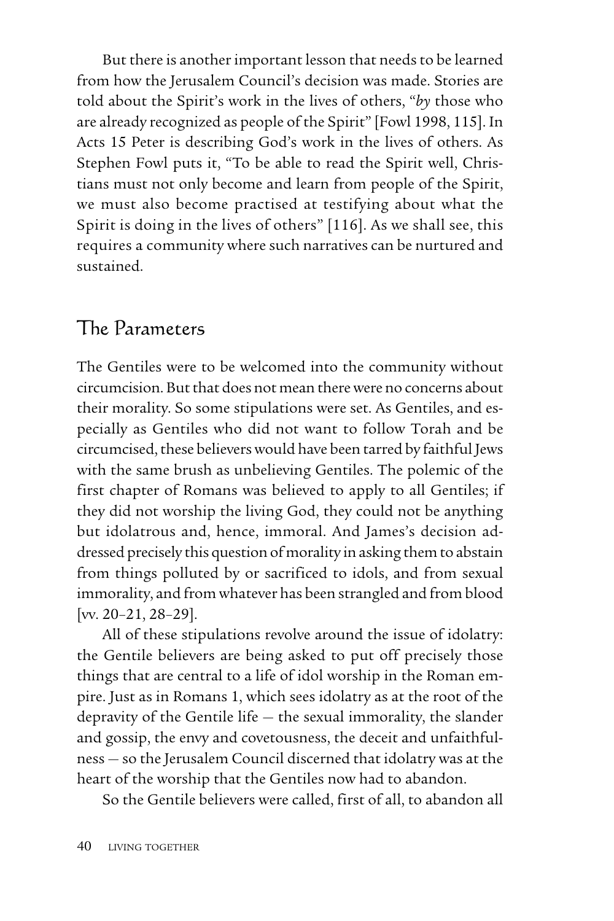But there is another important lesson that needs to be learned from how the Jerusalem Council's decision was made. Stories are told about the Spirit's work in the lives of others, "*by* those who are already recognized as people of the Spirit" [Fowl 1998, 115]. In Acts 15 Peter is describing God's work in the lives of others. As Stephen Fowl puts it, "To be able to read the Spirit well, Christians must not only become and learn from people of the Spirit, we must also become practised at testifying about what the Spirit is doing in the lives of others" [116]. As we shall see, this requires a community where such narratives can be nurtured and sustained.

## The Parameters

The Gentiles were to be welcomed into the community without circumcision. But that does not mean there were no concerns about their morality. So some stipulations were set. As Gentiles, and especially as Gentiles who did not want to follow Torah and be circumcised, these believers would have been tarred by faithful Jews with the same brush as unbelieving Gentiles. The polemic of the first chapter of Romans was believed to apply to all Gentiles; if they did not worship the living God, they could not be anything but idolatrous and, hence, immoral. And James's decision addressed precisely this question of morality in asking them to abstain from things polluted by or sacrificed to idols, and from sexual immorality, and from whatever has been strangled and from blood [vv. 20–21, 28–29].

All of these stipulations revolve around the issue of idolatry: the Gentile believers are being asked to put off precisely those things that are central to a life of idol worship in the Roman empire. Just as in Romans 1, which sees idolatry as at the root of the depravity of the Gentile life — the sexual immorality, the slander and gossip, the envy and covetousness, the deceit and unfaithfulness — so the Jerusalem Council discerned that idolatry was at the heart of the worship that the Gentiles now had to abandon.

So the Gentile believers were called, first of all, to abandon all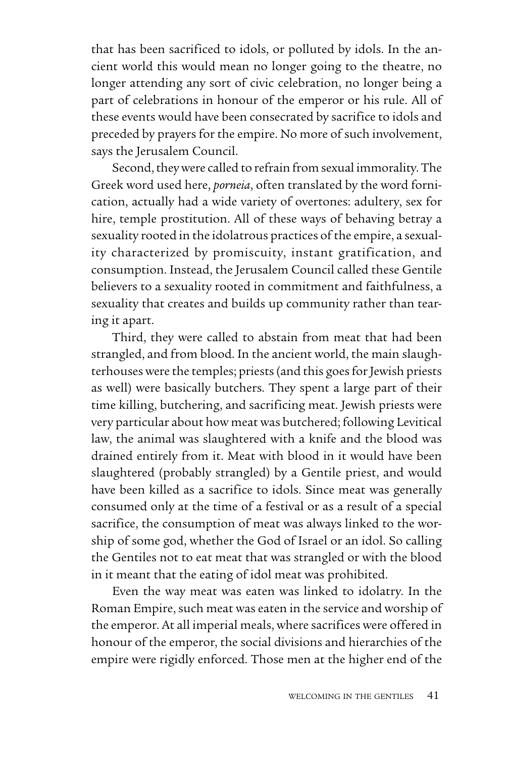that has been sacrificed to idols, or polluted by idols. In the ancient world this would mean no longer going to the theatre, no longer attending any sort of civic celebration, no longer being a part of celebrations in honour of the emperor or his rule. All of these events would have been consecrated by sacrifice to idols and preceded by prayers for the empire. No more of such involvement, says the Jerusalem Council.

Second, they were called to refrain from sexual immorality. The Greek word used here, *porneia*, often translated by the word fornication, actually had a wide variety of overtones: adultery, sex for hire, temple prostitution. All of these ways of behaving betray a sexuality rooted in the idolatrous practices of the empire, a sexuality characterized by promiscuity, instant gratification, and consumption. Instead, the Jerusalem Council called these Gentile believers to a sexuality rooted in commitment and faithfulness, a sexuality that creates and builds up community rather than tearing it apart.

Third, they were called to abstain from meat that had been strangled, and from blood. In the ancient world, the main slaughterhouses were the temples; priests (and this goes for Jewish priests as well) were basically butchers. They spent a large part of their time killing, butchering, and sacrificing meat. Jewish priests were very particular about how meat was butchered; following Levitical law, the animal was slaughtered with a knife and the blood was drained entirely from it. Meat with blood in it would have been slaughtered (probably strangled) by a Gentile priest, and would have been killed as a sacrifice to idols. Since meat was generally consumed only at the time of a festival or as a result of a special sacrifice, the consumption of meat was always linked to the worship of some god, whether the God of Israel or an idol. So calling the Gentiles not to eat meat that was strangled or with the blood in it meant that the eating of idol meat was prohibited.

Even the way meat was eaten was linked to idolatry. In the Roman Empire, such meat was eaten in the service and worship of the emperor. At all imperial meals, where sacrifices were offered in honour of the emperor, the social divisions and hierarchies of the empire were rigidly enforced. Those men at the higher end of the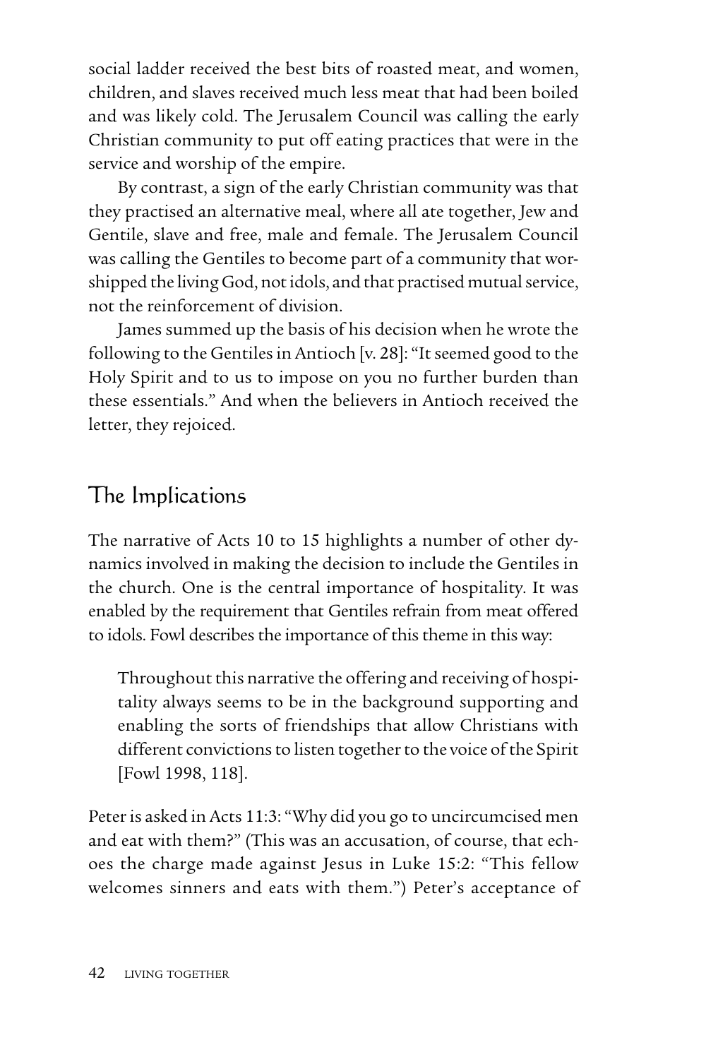social ladder received the best bits of roasted meat, and women, children, and slaves received much less meat that had been boiled and was likely cold. The Jerusalem Council was calling the early Christian community to put off eating practices that were in the service and worship of the empire.

By contrast, a sign of the early Christian community was that they practised an alternative meal, where all ate together, Jew and Gentile, slave and free, male and female. The Jerusalem Council was calling the Gentiles to become part of a community that worshipped the living God, not idols, and that practised mutual service, not the reinforcement of division.

James summed up the basis of his decision when he wrote the following to the Gentiles in Antioch [v. 28]: "It seemed good to the Holy Spirit and to us to impose on you no further burden than these essentials." And when the believers in Antioch received the letter, they rejoiced.

## The Implications

The narrative of Acts 10 to 15 highlights a number of other dynamics involved in making the decision to include the Gentiles in the church. One is the central importance of hospitality. It was enabled by the requirement that Gentiles refrain from meat offered to idols. Fowl describes the importance of this theme in this way:

> Throughout this narrative the offering and receiving of hospitality always seems to be in the background supporting and enabling the sorts of friendships that allow Christians with different convictions to listen together to the voice of the Spirit [Fowl 1998, 118].

Peter is asked in Acts 11:3: "Why did you go to uncircumcised men and eat with them?" (This was an accusation, of course, that echoes the charge made against Jesus in Luke 15:2: "This fellow welcomes sinners and eats with them.") Peter's acceptance of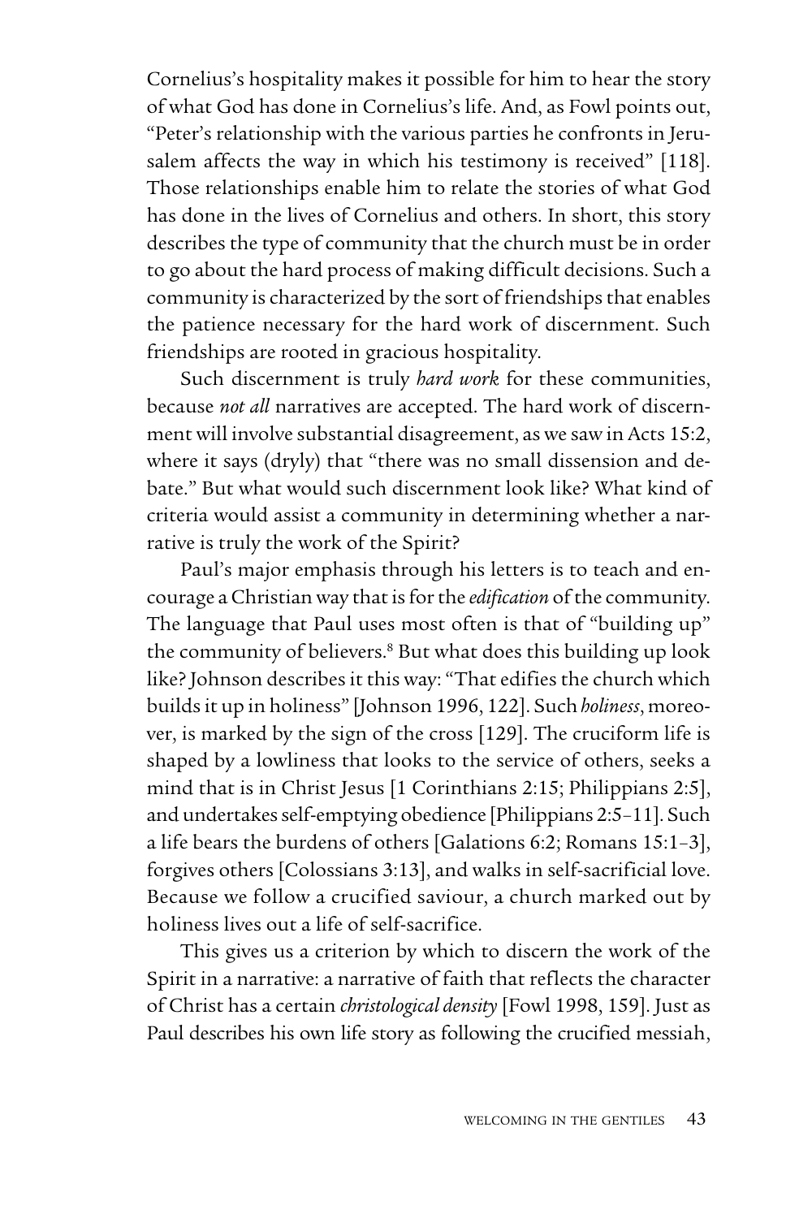Cornelius's hospitality makes it possible for him to hear the story of what God has done in Cornelius's life. And, as Fowl points out, "Peter's relationship with the various parties he confronts in Jerusalem affects the way in which his testimony is received" [118]. Those relationships enable him to relate the stories of what God has done in the lives of Cornelius and others. In short, this story describes the type of community that the church must be in order to go about the hard process of making difficult decisions. Such a community is characterized by the sort of friendships that enables the patience necessary for the hard work of discernment. Such friendships are rooted in gracious hospitality.

Such discernment is truly *hard work* for these communities, because *not all* narratives are accepted. The hard work of discernment will involve substantial disagreement, as we saw in Acts 15:2, where it says (dryly) that "there was no small dissension and debate." But what would such discernment look like? What kind of criteria would assist a community in determining whether a narrative is truly the work of the Spirit?

Paul's major emphasis through his letters is to teach and encourage a Christian way that is for the *edification* of the community. The language that Paul uses most often is that of "building up" the community of believers.[8] But what does this building up look like? Johnson describes it this way: "That edifies the church which builds it up in holiness" [Johnson 1996, 122]. Such *holiness*, moreover, is marked by the sign of the cross [129]. The cruciform life is shaped by a lowliness that looks to the service of others, seeks a mind that is in Christ Jesus [1 Corinthians 2:15; Philippians 2:5], and undertakes self-emptying obedience [Philippians 2:5–11]. Such a life bears the burdens of others [Galations 6:2; Romans 15:1–3], forgives others [Colossians 3:13], and walks in self-sacrificial love. Because we follow a crucified saviour, a church marked out by holiness lives out a life of self-sacrifice.

This gives us a criterion by which to discern the work of the Spirit in a narrative: a narrative of faith that reflects the character of Christ has a certain *christological density* [Fowl 1998, 159]. Just as Paul describes his own life story as following the crucified messiah,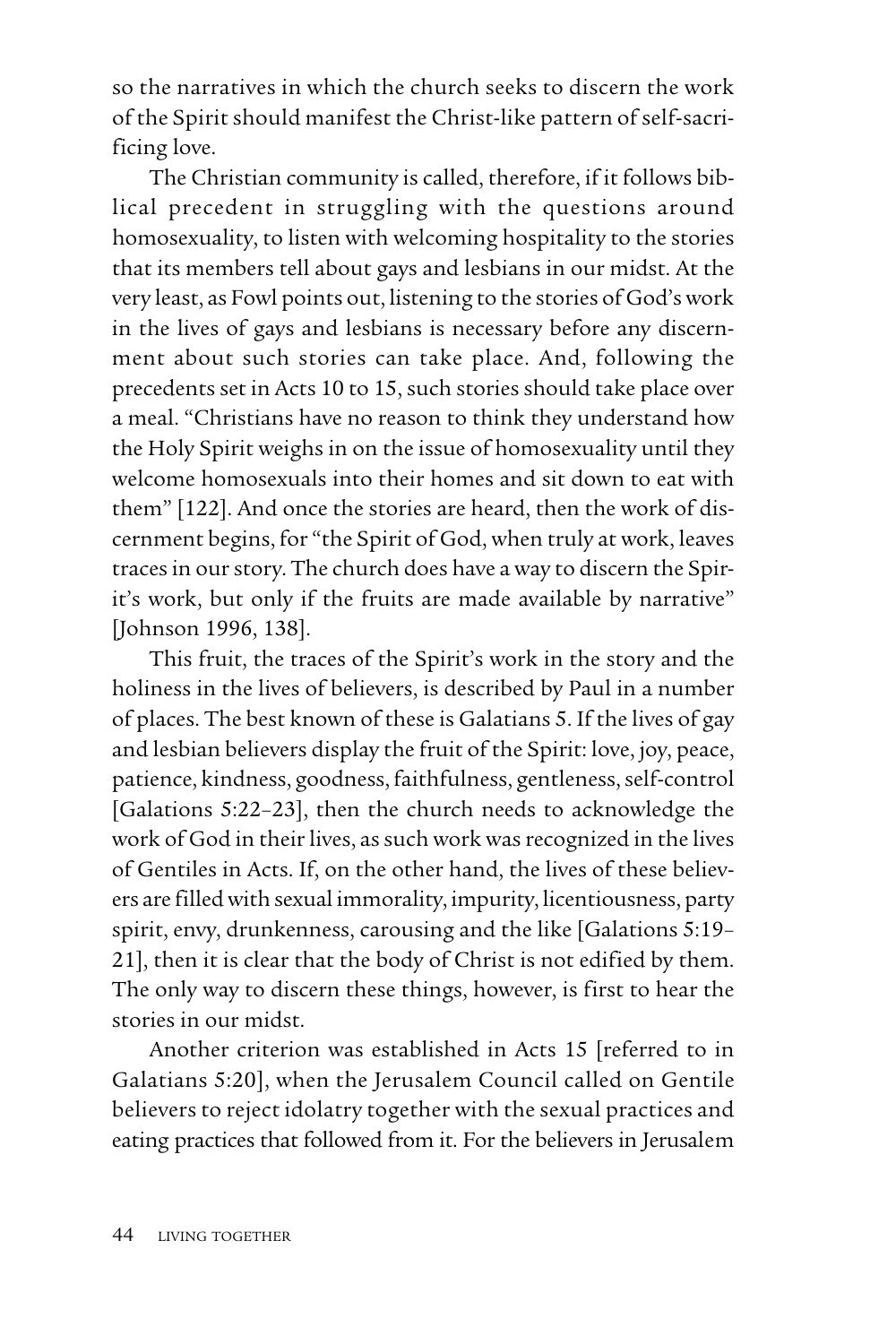so the narratives in which the church seeks to discern the work of the Spirit should manifest the Christ-like pattern of self-sacrificing love.

The Christian community is called, therefore, if it follows biblical precedent in struggling with the questions around homosexuality, to listen with welcoming hospitality to the stories that its members tell about gays and lesbians in our midst. At the very least, as Fowl points out, listening to the stories of God's work in the lives of gays and lesbians is necessary before any discernment about such stories can take place. And, following the precedents set in Acts 10 to 15, such stories should take place over a meal. "Christians have no reason to think they understand how the Holy Spirit weighs in on the issue of homosexuality until they welcome homosexuals into their homes and sit down to eat with them" [122]. And once the stories are heard, then the work of discernment begins, for "the Spirit of God, when truly at work, leaves traces in our story. The church does have a way to discern the Spirit's work, but only if the fruits are made available by narrative" [Johnson 1996, 138].

This fruit, the traces of the Spirit's work in the story and the holiness in the lives of believers, is described by Paul in a number of places. The best known of these is Galatians 5. If the lives of gay and lesbian believers display the fruit of the Spirit: love, joy, peace, patience, kindness, goodness, faithfulness, gentleness, self-control [Galations 5:22–23], then the church needs to acknowledge the work of God in their lives, as such work was recognized in the lives of Gentiles in Acts. If, on the other hand, the lives of these believers are filled with sexual immorality, impurity, licentiousness, party spirit, envy, drunkenness, carousing and the like [Galations 5:19–21], then it is clear that the body of Christ is not edified by them. The only way to discern these things, however, is first to hear the stories in our midst.

Another criterion was established in Acts 15 [referred to in Galatians 5:20], when the Jerusalem Council called on Gentile believers to reject idolatry together with the sexual practices and eating practices that followed from it. For the believers in Jerusalem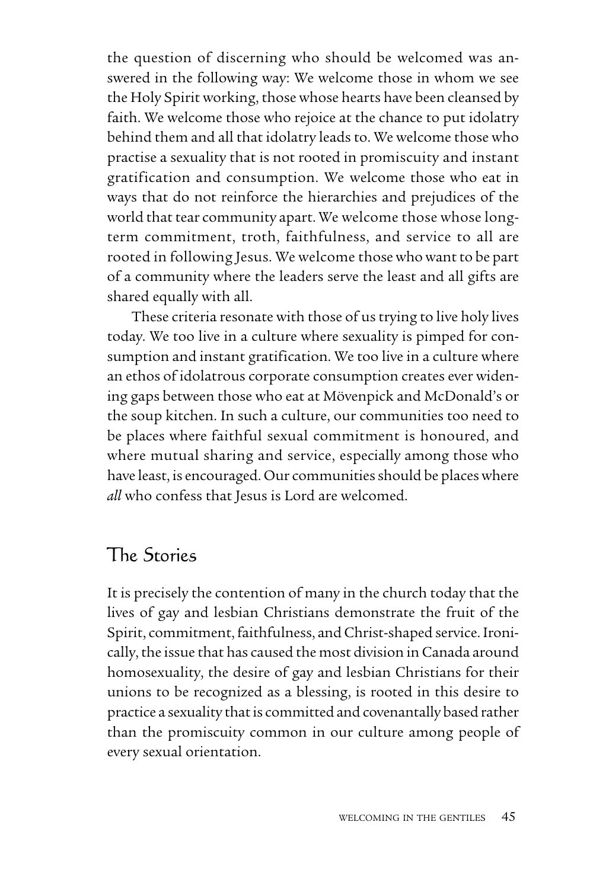the question of discerning who should be welcomed was answered in the following way: We welcome those in whom we see the Holy Spirit working, those whose hearts have been cleansed by faith. We welcome those who rejoice at the chance to put idolatry behind them and all that idolatry leads to. We welcome those who practise a sexuality that is not rooted in promiscuity and instant gratification and consumption. We welcome those who eat in ways that do not reinforce the hierarchies and prejudices of the world that tear community apart. We welcome those whose long-term commitment, troth, faithfulness, and service to all are rooted in following Jesus. We welcome those who want to be part of a community where the leaders serve the least and all gifts are shared equally with all.

These criteria resonate with those of us trying to live holy lives today. We too live in a culture where sexuality is pimped for consumption and instant gratification. We too live in a culture where an ethos of idolatrous corporate consumption creates ever widening gaps between those who eat at Mövenpick and McDonald's or the soup kitchen. In such a culture, our communities too need to be places where faithful sexual commitment is honoured, and where mutual sharing and service, especially among those who have least, is encouraged. Our communities should be places where *all* who confess that Jesus is Lord are welcomed.

## The Stories

It is precisely the contention of many in the church today that the lives of gay and lesbian Christians demonstrate the fruit of the Spirit, commitment, faithfulness, and Christ-shaped service. Ironically, the issue that has caused the most division in Canada around homosexuality, the desire of gay and lesbian Christians for their unions to be recognized as a blessing, is rooted in this desire to practice a sexuality that is committed and covenantally based rather than the promiscuity common in our culture among people of every sexual orientation.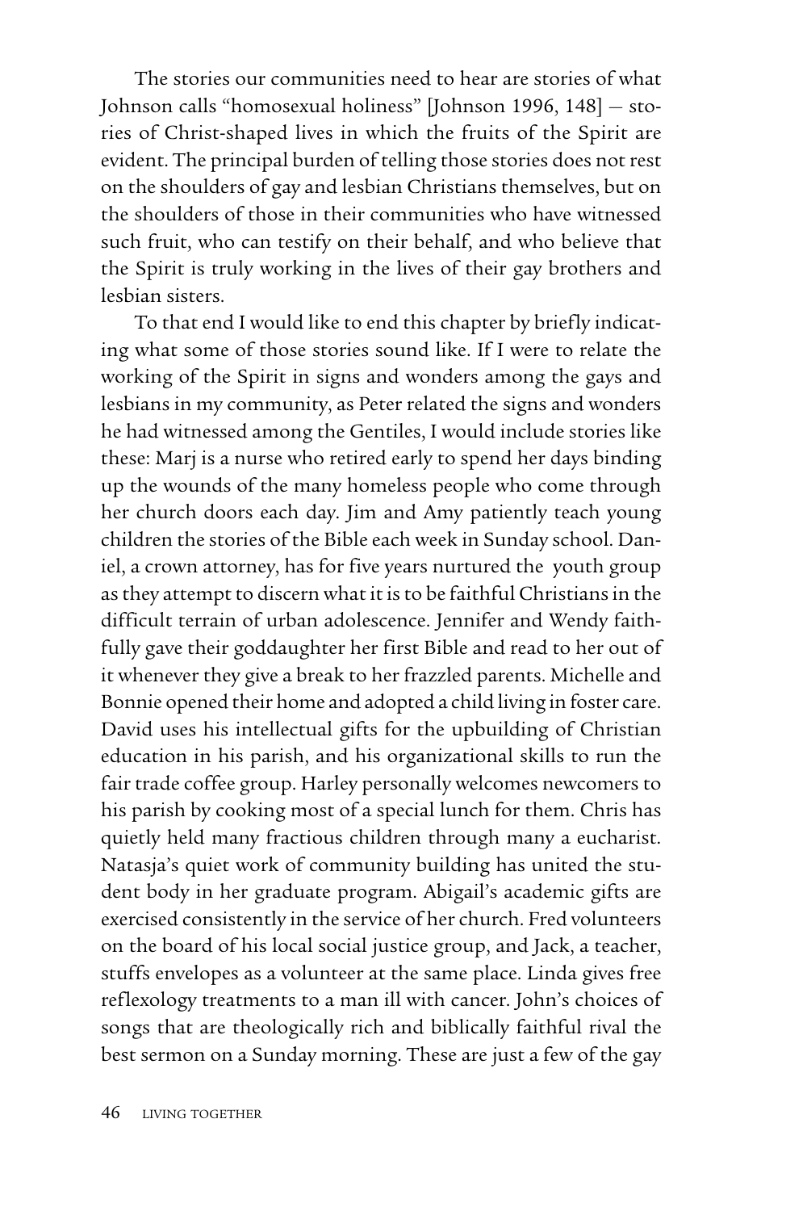The stories our communities need to hear are stories of what Johnson calls "homosexual holiness" [Johnson 1996, 148] — stories of Christ-shaped lives in which the fruits of the Spirit are evident. The principal burden of telling those stories does not rest on the shoulders of gay and lesbian Christians themselves, but on the shoulders of those in their communities who have witnessed such fruit, who can testify on their behalf, and who believe that the Spirit is truly working in the lives of their gay brothers and lesbian sisters.

To that end I would like to end this chapter by briefly indicating what some of those stories sound like. If I were to relate the working of the Spirit in signs and wonders among the gays and lesbians in my community, as Peter related the signs and wonders he had witnessed among the Gentiles, I would include stories like these: Marj is a nurse who retired early to spend her days binding up the wounds of the many homeless people who come through her church doors each day. Jim and Amy patiently teach young children the stories of the Bible each week in Sunday school. Daniel, a crown attorney, has for five years nurtured the youth group as they attempt to discern what it is to be faithful Christians in the difficult terrain of urban adolescence. Jennifer and Wendy faithfully gave their goddaughter her first Bible and read to her out of it whenever they give a break to her frazzled parents. Michelle and Bonnie opened their home and adopted a child living in foster care. David uses his intellectual gifts for the upbuilding of Christian education in his parish, and his organizational skills to run the fair trade coffee group. Harley personally welcomes newcomers to his parish by cooking most of a special lunch for them. Chris has quietly held many fractious children through many a eucharist. Natasja's quiet work of community building has united the student body in her graduate program. Abigail's academic gifts are exercised consistently in the service of her church. Fred volunteers on the board of his local social justice group, and Jack, a teacher, stuffs envelopes as a volunteer at the same place. Linda gives free reflexology treatments to a man ill with cancer. John's choices of songs that are theologically rich and biblically faithful rival the best sermon on a Sunday morning. These are just a few of the gay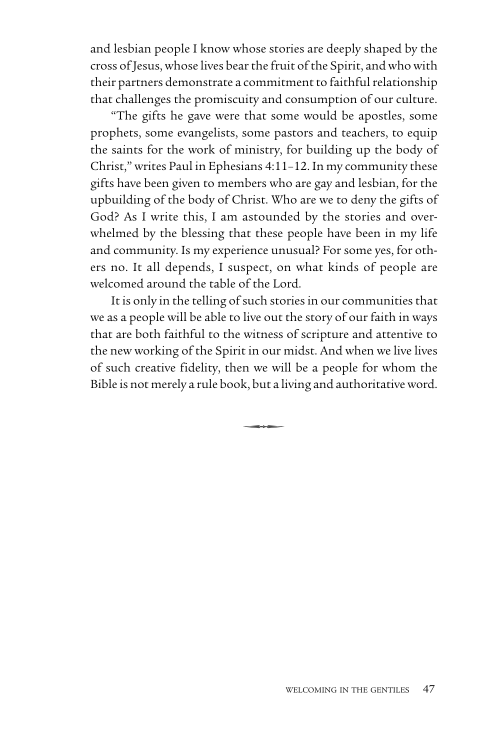and lesbian people I know whose stories are deeply shaped by the cross of Jesus, whose lives bear the fruit of the Spirit, and who with their partners demonstrate a commitment to faithful relationship that challenges the promiscuity and consumption of our culture.

"The gifts he gave were that some would be apostles, some prophets, some evangelists, some pastors and teachers, to equip the saints for the work of ministry, for building up the body of Christ," writes Paul in Ephesians 4:11–12. In my community these gifts have been given to members who are gay and lesbian, for the upbuilding of the body of Christ. Who are we to deny the gifts of God? As I write this, I am astounded by the stories and overwhelmed by the blessing that these people have been in my life and community. Is my experience unusual? For some yes, for others no. It all depends, I suspect, on what kinds of people are welcomed around the table of the Lord.

It is only in the telling of such stories in our communities that we as a people will be able to live out the story of our faith in ways that are both faithful to the witness of scripture and attentive to the new working of the Spirit in our midst. And when we live lives of such creative fidelity, then we will be a people for whom the Bible is not merely a rule book, but a living and authoritative word.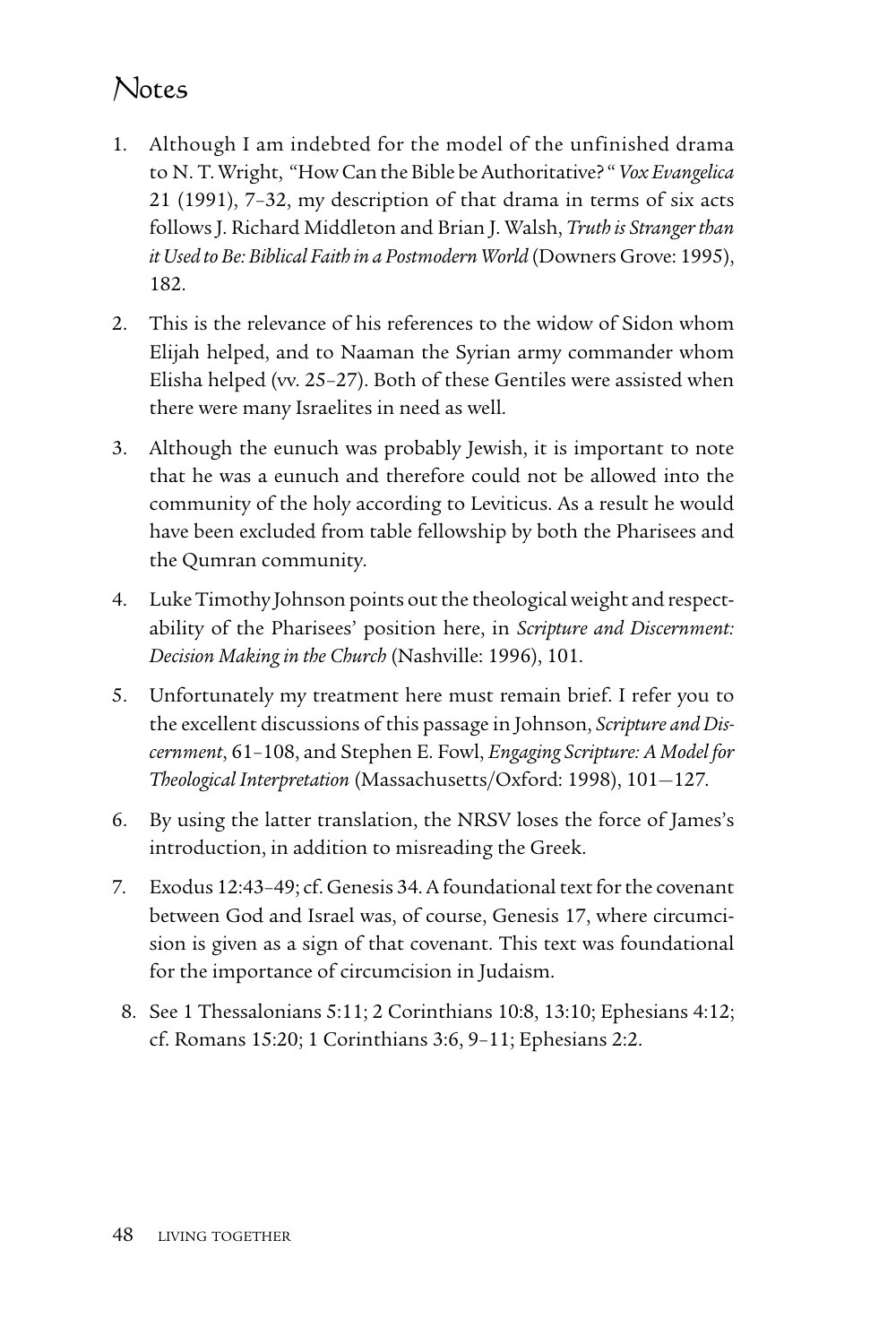# Notes

1. Although I am indebted for the model of the unfinished drama to N. T. Wright, "How Can the Bible be Authoritative? " *Vox Evangelica* 21 (1991), 7–32, my description of that drama in terms of six acts follows J. Richard Middleton and Brian J. Walsh, *Truth is Stranger than it Used to Be: Biblical Faith in a Postmodern World* (Downers Grove: 1995), 182.

2. This is the relevance of his references to the widow of Sidon whom Elijah helped, and to Naaman the Syrian army commander whom Elisha helped (vv. 25–27). Both of these Gentiles were assisted when there were many Israelites in need as well.

3. Although the eunuch was probably Jewish, it is important to note that he was a eunuch and therefore could not be allowed into the community of the holy according to Leviticus. As a result he would have been excluded from table fellowship by both the Pharisees and the Qumran community.

4. Luke Timothy Johnson points out the theological weight and respectability of the Pharisees' position here, in *Scripture and Discernment: Decision Making in the Church* (Nashville: 1996), 101.

5. Unfortunately my treatment here must remain brief. I refer you to the excellent discussions of this passage in Johnson, *Scripture and Discernment*, 61–108, and Stephen E. Fowl, *Engaging Scripture: A Model for Theological Interpretation* (Massachusetts/Oxford: 1998), 101—127.

6. By using the latter translation, the NRSV loses the force of James's introduction, in addition to misreading the Greek.

7. Exodus 12:43–49; cf. Genesis 34. A foundational text for the covenant between God and Israel was, of course, Genesis 17, where circumcision is given as a sign of that covenant. This text was foundational for the importance of circumcision in Judaism.

8. See 1 Thessalonians 5:11; 2 Corinthians 10:8, 13:10; Ephesians 4:12; cf. Romans 15:20; 1 Corinthians 3:6, 9–11; Ephesians 2:2.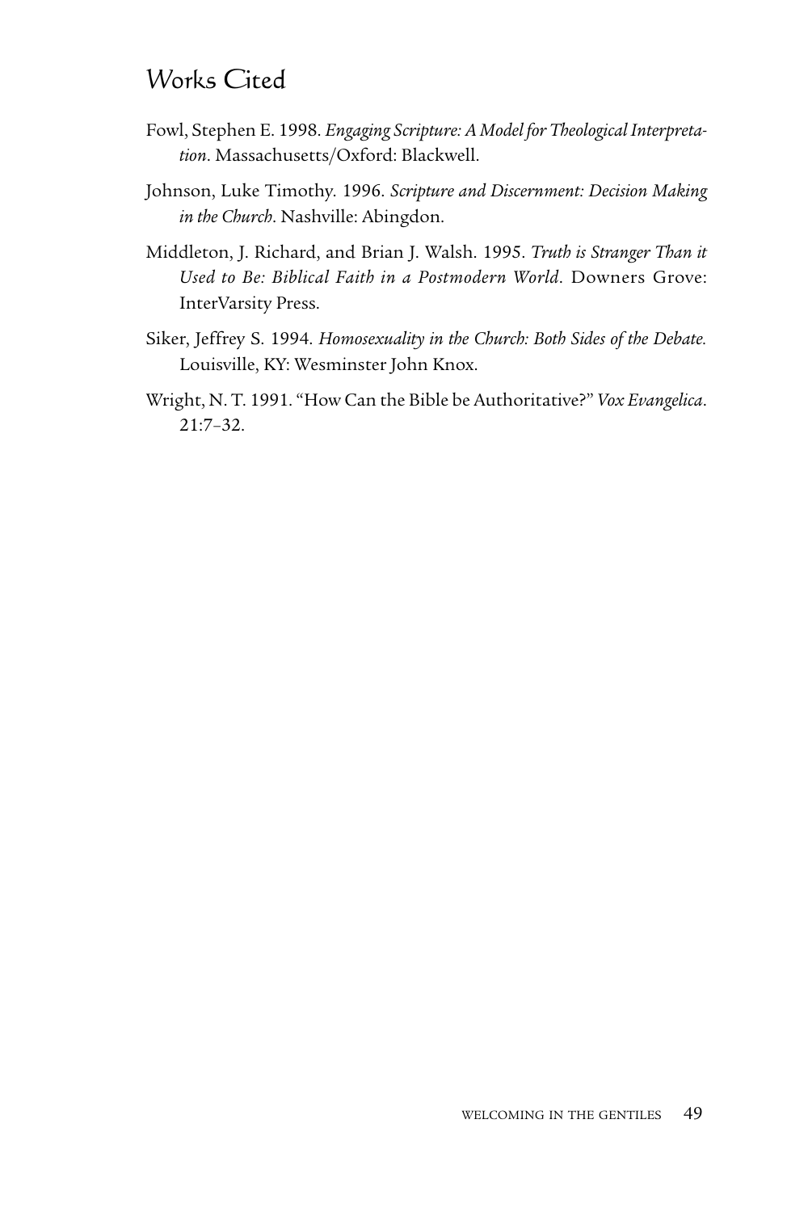## Works Cited

Fowl, Stephen E. 1998. *Engaging Scripture: A Model for Theological Interpretation*. Massachusetts/Oxford: Blackwell.

Johnson, Luke Timothy. 1996. *Scripture and Discernment: Decision Making in the Church*. Nashville: Abingdon.

Middleton, J. Richard, and Brian J. Walsh. 1995. *Truth is Stranger Than it Used to Be: Biblical Faith in a Postmodern World*. Downers Grove: InterVarsity Press.

Siker, Jeffrey S. 1994. *Homosexuality in the Church: Both Sides of the Debate*. Louisville, KY: Wesminster John Knox.

Wright, N. T. 1991. "How Can the Bible be Authoritative?" *Vox Evangelica*. 21:7–32.